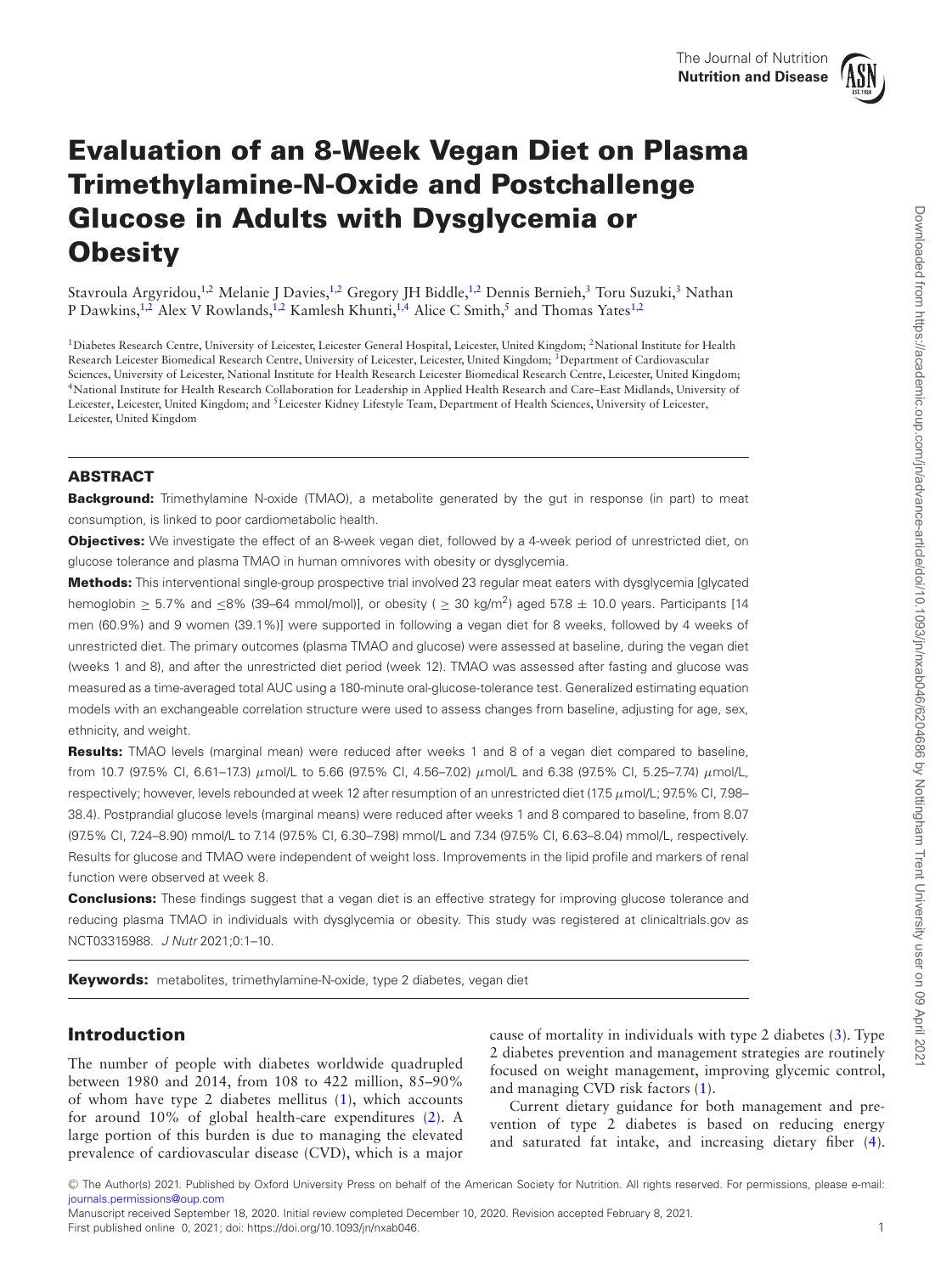# Evaluation of an 8-Week Vegan Diet on Plasma Trimethylamine-N-Oxide and Postchallenge Glucose in Adults with Dysglycemia or Obesity

Stavroula Argyridou,[1,2] Melanie J Davies,[1,2] Gregory JH Biddle,[1,2] Dennis Bernieh,[3] Toru Suzuki,[3] Nathan P Dawkins,[1,2] Alex V Rowlands,[1,2] Kamlesh Khunti,[1,4] Alice C Smith,[5] and Thomas Yates[1,2]

[1]Diabetes Research Centre, University of Leicester, Leicester General Hospital, Leicester, United Kingdom; [2]National Institute for Health Research Leicester Biomedical Research Centre, University of Leicester, Leicester, United Kingdom; [3]Department of Cardiovascular Sciences, University of Leicester, National Institute for Health Research Leicester Biomedical Research Centre, Leicester, United Kingdom; [4]National Institute for Health Research Collaboration for Leadership in Applied Health Research and Care–East Midlands, University of Leicester, Leicester, United Kingdom; and [5]Leicester Kidney Lifestyle Team, Department of Health Sciences, University of Leicester, Leicester, United Kingdom

## ABSTRACT

**Background:** Trimethylamine N-oxide (TMAO), a metabolite generated by the gut in response (in part) to meat consumption, is linked to poor cardiometabolic health.

**Objectives:** We investigate the effect of an 8-week vegan diet, followed by a 4-week period of unrestricted diet, on glucose tolerance and plasma TMAO in human omnivores with obesity or dysglycemia.

**Methods:** This interventional single-group prospective trial involved 23 regular meat eaters with dysglycemia [glycated hemoglobin ≥ 5.7% and ≤8% (39–64 mmol/mol)], or obesity ( ≥ 30 kg/m$^2$) aged 57.8 ± 10.0 years. Participants [14 men (60.9%) and 9 women (39.1%)] were supported in following a vegan diet for 8 weeks, followed by 4 weeks of unrestricted diet. The primary outcomes (plasma TMAO and glucose) were assessed at baseline, during the vegan diet (weeks 1 and 8), and after the unrestricted diet period (week 12). TMAO was assessed after fasting and glucose was measured as a time-averaged total AUC using a 180-minute oral-glucose-tolerance test. Generalized estimating equation models with an exchangeable correlation structure were used to assess changes from baseline, adjusting for age, sex, ethnicity, and weight.

**Results:** TMAO levels (marginal mean) were reduced after weeks 1 and 8 of a vegan diet compared to baseline, from 10.7 (97.5% CI, 6.61–17.3) μmol/L to 5.66 (97.5% CI, 4.56–7.02) μmol/L and 6.38 (97.5% CI, 5.25–7.74) μmol/L, respectively; however, levels rebounded at week 12 after resumption of an unrestricted diet (17.5 μmol/L; 97.5% CI, 7.98–38.4). Postprandial glucose levels (marginal means) were reduced after weeks 1 and 8 compared to baseline, from 8.07 (97.5% CI, 7.24–8.90) mmol/L to 7.14 (97.5% CI, 6.30–7.98) mmol/L and 7.34 (97.5% CI, 6.63–8.04) mmol/L, respectively. Results for glucose and TMAO were independent of weight loss. Improvements in the lipid profile and markers of renal function were observed at week 8.

**Conclusions:** These findings suggest that a vegan diet is an effective strategy for improving glucose tolerance and reducing plasma TMAO in individuals with dysglycemia or obesity. This study was registered at clinicaltrials.gov as NCT03315988. *J Nutr* 2021;0:1–10.

**Keywords:** metabolites, trimethylamine-N-oxide, type 2 diabetes, vegan diet

## Introduction

The number of people with diabetes worldwide quadrupled between 1980 and 2014, from 108 to 422 million, 85–90% of whom have type 2 diabetes mellitus (1), which accounts for around 10% of global health-care expenditures (2). A large portion of this burden is due to managing the elevated prevalence of cardiovascular disease (CVD), which is a major cause of mortality in individuals with type 2 diabetes (3). Type 2 diabetes prevention and management strategies are routinely focused on weight management, improving glycemic control, and managing CVD risk factors (1).

Current dietary guidance for both management and prevention of type 2 diabetes is based on reducing energy and saturated fat intake, and increasing dietary fiber (4).

© The Author(s) 2021. Published by Oxford University Press on behalf of the American Society for Nutrition. All rights reserved. For permissions, please e-mail: journals.permissions@oup.com

Manuscript received September 18, 2020. Initial review completed December 10, 2020. Revision accepted February 8, 2021.
First published online 0, 2021; doi: https://doi.org/10.1093/jn/nxab046.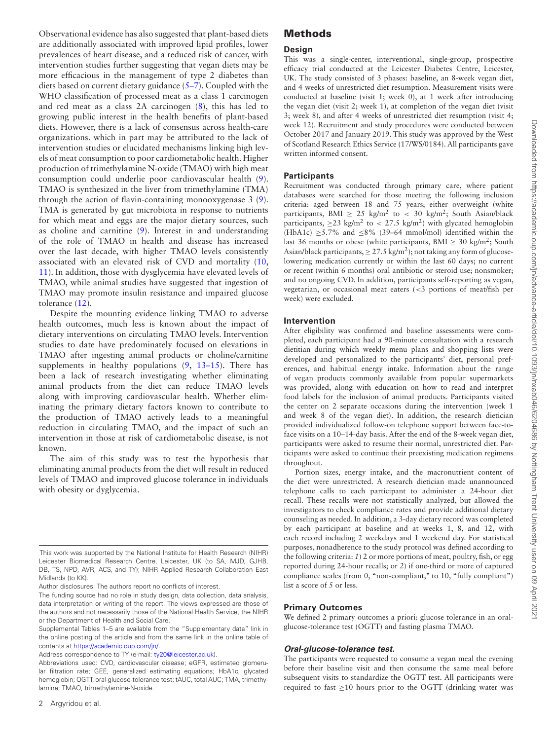Observational evidence has also suggested that plant-based diets are additionally associated with improved lipid profiles, lower prevalences of heart disease, and a reduced risk of cancer, with intervention studies further suggesting that vegan diets may be more efficacious in the management of type 2 diabetes than diets based on current dietary guidance (5–7). Coupled with the WHO classification of processed meat as a class 1 carcinogen and red meat as a class 2A carcinogen (8), this has led to growing public interest in the health benefits of plant-based diets. However, there is a lack of consensus across health-care organizations. which in part may be attributed to the lack of intervention studies or elucidated mechanisms linking high levels of meat consumption to poor cardiometabolic health. Higher production of trimethylamine N-oxide (TMAO) with high meat consumption could underlie poor cardiovascular health (9). TMAO is synthesized in the liver from trimethylamine (TMA) through the action of flavin-containing monooxygenase 3 (9). TMA is generated by gut microbiota in response to nutrients for which meat and eggs are the major dietary sources, such as choline and carnitine (9). Interest in and understanding of the role of TMAO in health and disease has increased over the last decade, with higher TMAO levels consistently associated with an elevated risk of CVD and mortality (10, 11). In addition, those with dysglycemia have elevated levels of TMAO, while animal studies have suggested that ingestion of TMAO may promote insulin resistance and impaired glucose tolerance (12).

Despite the mounting evidence linking TMAO to adverse health outcomes, much less is known about the impact of dietary interventions on circulating TMAO levels. Intervention studies to date have predominately focused on elevations in TMAO after ingesting animal products or choline/carnitine supplements in healthy populations (9, 13–15). There has been a lack of research investigating whether eliminating animal products from the diet can reduce TMAO levels along with improving cardiovascular health. Whether eliminating the primary dietary factors known to contribute to the production of TMAO actively leads to a meaningful reduction in circulating TMAO, and the impact of such an intervention in those at risk of cardiometabolic disease, is not known.

The aim of this study was to test the hypothesis that eliminating animal products from the diet will result in reduced levels of TMAO and improved glucose tolerance in individuals with obesity or dyglycemia.

This work was supported by the National Institute for Health Research (NIHR) Leicester Biomedical Research Centre, Leicester, UK (to SA, MJD, GJHB, DB, TS, NPD, AVR, ACS, and TY); NIHR Applied Research Collaboration East Midlands (to KK).

Author disclosures: The authors report no conflicts of interest.

The funding source had no role in study design, data collection, data analysis, data interpretation or writing of the report. The views expressed are those of the authors and not necessarily those of the National Health Service, the NIHR or the Department of Health and Social Care.

Supplemental Tables 1–5 are available from the "Supplementary data" link in the online posting of the article and from the same link in the online table of contents at https://academic.oup.com/jn/.

Address correspondence to TY (e-mail: ty20@leicester.ac.uk).

Abbreviations used: CVD, cardiovascular disease; eGFR, estimated glomerular filtration rate; GEE, generalized estimating equations; HbA1c, glycated hemoglobin; OGTT, oral-glucose-tolerance test; tAUC, total AUC; TMA, trimethylamine; TMAO, trimethylamine-N-oxide.

## Methods

### Design

This was a single-center, interventional, single-group, prospective efficacy trial conducted at the Leicester Diabetes Centre, Leicester, UK. The study consisted of 3 phases: baseline, an 8-week vegan diet, and 4 weeks of unrestricted diet resumption. Measurement visits were conducted at baseline (visit 1; week 0), at 1 week after introducing the vegan diet (visit 2; week 1), at completion of the vegan diet (visit 3; week 8), and after 4 weeks of unrestricted diet resumption (visit 4; week 12). Recruitment and study procedures were conducted between October 2017 and January 2019. This study was approved by the West of Scotland Research Ethics Service (17/WS/0184). All participants gave written informed consent.

### Participants

Recruitment was conducted through primary care, where patient databases were searched for those meeting the following inclusion criteria: aged between 18 and 75 years; either overweight (white participants, BMI $\geq$ 25 kg/m$^2$ to < 30 kg/m$^2$; South Asian/black participants, $\geq$23 kg/m$^2$ to < 27.5 kg/m$^2$) with glycated hemoglobin (HbA1c) $\geq$5.7% and $\leq$8% (39–64 mmol/mol) identified within the last 36 months or obese (white participants, BMI $\geq$ 30 kg/m$^2$; South Asian/black participants, $\geq$ 27.5 kg/m$^2$); not taking any form of glucose-lowering medication currently or within the last 60 days; no current or recent (within 6 months) oral antibiotic or steroid use; nonsmoker; and no ongoing CVD. In addition, participants self-reporting as vegan, vegetarian, or occasional meat eaters (<3 portions of meat/fish per week) were excluded.

### Intervention

After eligibility was confirmed and baseline assessments were completed, each participant had a 90-minute consultation with a research dietitian during which weekly menu plans and shopping lists were developed and personalized to the participants' diet, personal preferences, and habitual energy intake. Information about the range of vegan products commonly available from popular supermarkets was provided, along with education on how to read and interpret food labels for the inclusion of animal products. Participants visited the center on 2 separate occasions during the intervention (week 1 and week 8 of the vegan diet). In addition, the research dietician provided individualized follow-on telephone support between face-to-face visits on a 10–14-day basis. After the end of the 8-week vegan diet, participants were asked to resume their normal, unrestricted diet. Participants were asked to continue their preexisting medication regimens throughout.

Portion sizes, energy intake, and the macronutrient content of the diet were unrestricted. A research dietician made unannounced telephone calls to each participant to administer a 24-hour diet recall. These recalls were not statistically analyzed, but allowed the investigators to check compliance rates and provide additional dietary counseling as needed. In addition, a 3-day dietary record was completed by each participant at baseline and at weeks 1, 8, and 12, with each record including 2 weekdays and 1 weekend day. For statistical purposes, nonadherence to the study protocol was defined according to the following criteria: *1*) 2 or more portions of meat, poultry, fish, or egg reported during 24-hour recalls; or *2*) if one-third or more of captured compliance scales (from 0, "non-compliant," to 10, "fully compliant") list a score of 5 or less.

### Primary Outcomes

We defined 2 primary outcomes a priori: glucose tolerance in an oral-glucose-tolerance test (OGTT) and fasting plasma TMAO.

#### *Oral-glucose-tolerance test.*

The participants were requested to consume a vegan meal the evening before their baseline visit and then consume the same meal before subsequent visits to standardize the OGTT test. All participants were required to fast $\geq$10 hours prior to the OGTT (drinking water was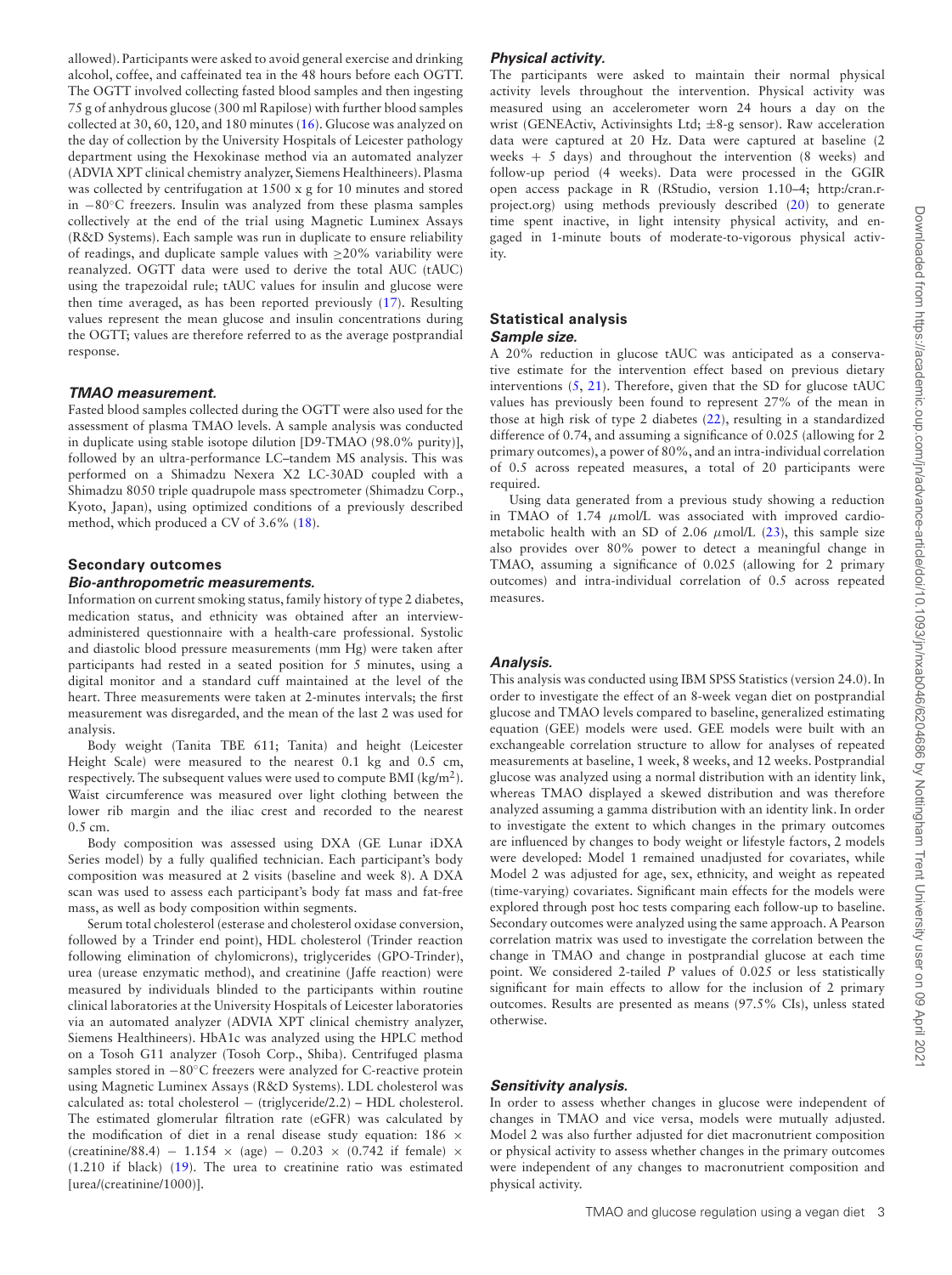allowed). Participants were asked to avoid general exercise and drinking alcohol, coffee, and caffeinated tea in the 48 hours before each OGTT. The OGTT involved collecting fasted blood samples and then ingesting 75 g of anhydrous glucose (300 ml Rapilose) with further blood samples collected at 30, 60, 120, and 180 minutes (16). Glucose was analyzed on the day of collection by the University Hospitals of Leicester pathology department using the Hexokinase method via an automated analyzer (ADVIA XPT clinical chemistry analyzer, Siemens Healthineers). Plasma was collected by centrifugation at 1500 x g for 10 minutes and stored in −80°C freezers. Insulin was analyzed from these plasma samples collectively at the end of the trial using Magnetic Luminex Assays (R&D Systems). Each sample was run in duplicate to ensure reliability of readings, and duplicate sample values with ≥20% variability were reanalyzed. OGTT data were used to derive the total AUC (tAUC) using the trapezoidal rule; tAUC values for insulin and glucose were then time averaged, as has been reported previously (17). Resulting values represent the mean glucose and insulin concentrations during the OGTT; values are therefore referred to as the average postprandial response.

#### *TMAO measurement.*

Fasted blood samples collected during the OGTT were also used for the assessment of plasma TMAO levels. A sample analysis was conducted in duplicate using stable isotope dilution [D9-TMAO (98.0% purity)], followed by an ultra-performance LC–tandem MS analysis. This was performed on a Shimadzu Nexera X2 LC-30AD coupled with a Shimadzu 8050 triple quadrupole mass spectrometer (Shimadzu Corp., Kyoto, Japan), using optimized conditions of a previously described method, which produced a CV of 3.6% (18).

### Secondary outcomes

#### *Bio-anthropometric measurements.*

Information on current smoking status, family history of type 2 diabetes, medication status, and ethnicity was obtained after an interview-administered questionnaire with a health-care professional. Systolic and diastolic blood pressure measurements (mm Hg) were taken after participants had rested in a seated position for 5 minutes, using a digital monitor and a standard cuff maintained at the level of the heart. Three measurements were taken at 2-minutes intervals; the first measurement was disregarded, and the mean of the last 2 was used for analysis.

Body weight (Tanita TBE 611; Tanita) and height (Leicester Height Scale) were measured to the nearest 0.1 kg and 0.5 cm, respectively. The subsequent values were used to compute BMI (kg/m$^2$). Waist circumference was measured over light clothing between the lower rib margin and the iliac crest and recorded to the nearest 0.5 cm.

Body composition was assessed using DXA (GE Lunar iDXA Series model) by a fully qualified technician. Each participant's body composition was measured at 2 visits (baseline and week 8). A DXA scan was used to assess each participant's body fat mass and fat-free mass, as well as body composition within segments.

Serum total cholesterol (esterase and cholesterol oxidase conversion, followed by a Trinder end point), HDL cholesterol (Trinder reaction following elimination of chylomicrons), triglycerides (GPO-Trinder), urea (urease enzymatic method), and creatinine (Jaffe reaction) were measured by individuals blinded to the participants within routine clinical laboratories at the University Hospitals of Leicester laboratories via an automated analyzer (ADVIA XPT clinical chemistry analyzer, Siemens Healthineers). HbA1c was analyzed using the HPLC method on a Tosoh G11 analyzer (Tosoh Corp., Shiba). Centrifuged plasma samples stored in −80°C freezers were analyzed for C-reactive protein using Magnetic Luminex Assays (R&D Systems). LDL cholesterol was calculated as: total cholesterol − (triglyceride/2.2) − HDL cholesterol. The estimated glomerular filtration rate (eGFR) was calculated by the modification of diet in a renal disease study equation: $186 \times (\text{creatinine}/88.4) - 1.154 \times (\text{age}) - 0.203 \times (0.742 \text{ if female}) \times (1.210 \text{ if black})$ (19). The urea to creatinine ratio was estimated [urea/(creatinine/1000)].

#### *Physical activity.*

The participants were asked to maintain their normal physical activity levels throughout the intervention. Physical activity was measured using an accelerometer worn 24 hours a day on the wrist (GENEActiv, Activinsights Ltd; ±8-g sensor). Raw acceleration data were captured at 20 Hz. Data were captured at baseline (2 weeks + 5 days) and throughout the intervention (8 weeks) and follow-up period (4 weeks). Data were processed in the GGIR open access package in R (RStudio, version 1.10–4; http:/cran.r-project.org) using methods previously described (20) to generate time spent inactive, in light intensity physical activity, and engaged in 1-minute bouts of moderate-to-vigorous physical activity.

### Statistical analysis

#### *Sample size.*

A 20% reduction in glucose tAUC was anticipated as a conservative estimate for the intervention effect based on previous dietary interventions (5, 21). Therefore, given that the SD for glucose tAUC values has previously been found to represent 27% of the mean in those at high risk of type 2 diabetes (22), resulting in a standardized difference of 0.74, and assuming a significance of 0.025 (allowing for 2 primary outcomes), a power of 80%, and an intra-individual correlation of 0.5 across repeated measures, a total of 20 participants were required.

Using data generated from a previous study showing a reduction in TMAO of 1.74 μmol/L was associated with improved cardiometabolic health with an SD of 2.06 μmol/L (23), this sample size also provides over 80% power to detect a meaningful change in TMAO, assuming a significance of 0.025 (allowing for 2 primary outcomes) and intra-individual correlation of 0.5 across repeated measures.

#### *Analysis.*

This analysis was conducted using IBM SPSS Statistics (version 24.0). In order to investigate the effect of an 8-week vegan diet on postprandial glucose and TMAO levels compared to baseline, generalized estimating equation (GEE) models were used. GEE models were built with an exchangeable correlation structure to allow for analyses of repeated measurements at baseline, 1 week, 8 weeks, and 12 weeks. Postprandial glucose was analyzed using a normal distribution with an identity link, whereas TMAO displayed a skewed distribution and was therefore analyzed assuming a gamma distribution with an identity link. In order to investigate the extent to which changes in the primary outcomes are influenced by changes to body weight or lifestyle factors, 2 models were developed: Model 1 remained unadjusted for covariates, while Model 2 was adjusted for age, sex, ethnicity, and weight as repeated (time-varying) covariates. Significant main effects for the models were explored through post hoc tests comparing each follow-up to baseline. Secondary outcomes were analyzed using the same approach. A Pearson correlation matrix was used to investigate the correlation between the change in TMAO and change in postprandial glucose at each time point. We considered 2-tailed $P$ values of 0.025 or less statistically significant for main effects to allow for the inclusion of 2 primary outcomes. Results are presented as means (97.5% CIs), unless stated otherwise.

#### *Sensitivity analysis.*

In order to assess whether changes in glucose were independent of changes in TMAO and vice versa, models were mutually adjusted. Model 2 was also further adjusted for diet macronutrient composition or physical activity to assess whether changes in the primary outcomes were independent of any changes to macronutrient composition and physical activity.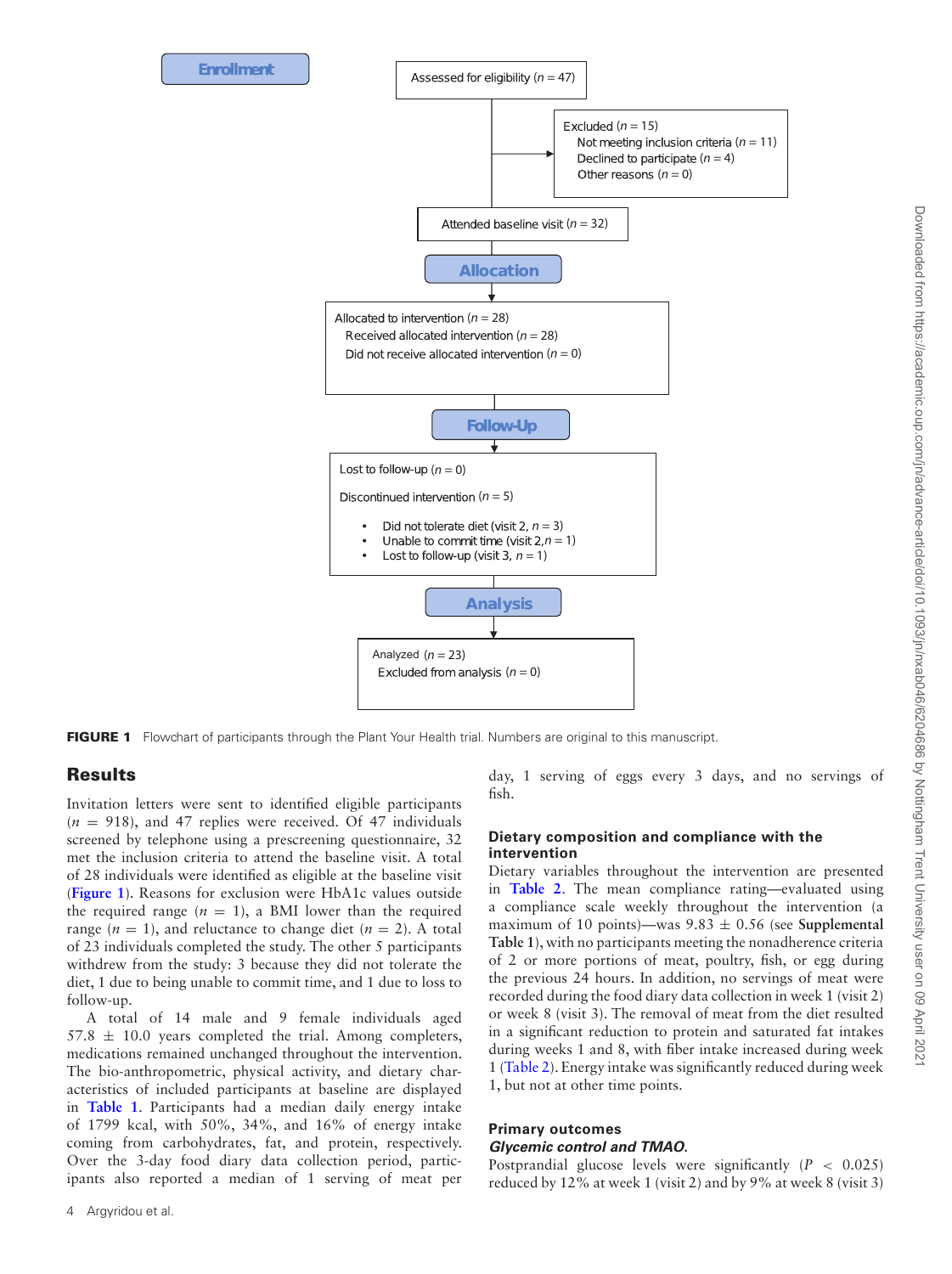Enrollment

Assessed for eligibility ($n = 47$)

Excluded ($n = 15$)
- Not meeting inclusion criteria ($n = 11$)
- Declined to participate ($n = 4$)
- Other reasons ($n = 0$)

Attended baseline visit ($n = 32$)

Allocation

Allocated to intervention ($n = 28$)
- Received allocated intervention ($n = 28$)
- Did not receive allocated intervention ($n = 0$)

Follow-Up

Lost to follow-up ($n = 0$)

Discontinued intervention ($n = 5$)
- Did not tolerate diet (visit 2, $n = 3$)
- Unable to commit time (visit 2, $n = 1$)
- Lost to follow-up (visit 3, $n = 1$)

Analysis

Analyzed ($n = 23$)
Excluded from analysis ($n = 0$)

**FIGURE 1** Flowchart of participants through the Plant Your Health trial. Numbers are original to this manuscript.

## Results

Invitation letters were sent to identified eligible participants ($n = 918$), and 47 replies were received. Of 47 individuals screened by telephone using a prescreening questionnaire, 32 met the inclusion criteria to attend the baseline visit. A total of 28 individuals were identified as eligible at the baseline visit (Figure 1). Reasons for exclusion were HbA1c values outside the required range ($n = 1$), a BMI lower than the required range ($n = 1$), and reluctance to change diet ($n = 2$). A total of 23 individuals completed the study. The other 5 participants withdrew from the study: 3 because they did not tolerate the diet, 1 due to being unable to commit time, and 1 due to loss to follow-up.

A total of 14 male and 9 female individuals aged 57.8 ± 10.0 years completed the trial. Among completers, medications remained unchanged throughout the intervention. The bio-anthropometric, physical activity, and dietary characteristics of included participants at baseline are displayed in Table 1. Participants had a median daily energy intake of 1799 kcal, with 50%, 34%, and 16% of energy intake coming from carbohydrates, fat, and protein, respectively. Over the 3-day food diary data collection period, participants also reported a median of 1 serving of meat per day, 1 serving of eggs every 3 days, and no servings of fish.

### Dietary composition and compliance with the intervention

Dietary variables throughout the intervention are presented in Table 2. The mean compliance rating—evaluated using a compliance scale weekly throughout the intervention (a maximum of 10 points)—was 9.83 ± 0.56 (see **Supplemental Table 1**), with no participants meeting the nonadherence criteria of 2 or more portions of meat, poultry, fish, or egg during the previous 24 hours. In addition, no servings of meat were recorded during the food diary data collection in week 1 (visit 2) or week 8 (visit 3). The removal of meat from the diet resulted in a significant reduction to protein and saturated fat intakes during weeks 1 and 8, with fiber intake increased during week 1 (Table 2). Energy intake was significantly reduced during week 1, but not at other time points.

### Primary outcomes

#### *Glycemic control and TMAO.*

Postprandial glucose levels were significantly ($P < 0.025$) reduced by 12% at week 1 (visit 2) and by 9% at week 8 (visit 3)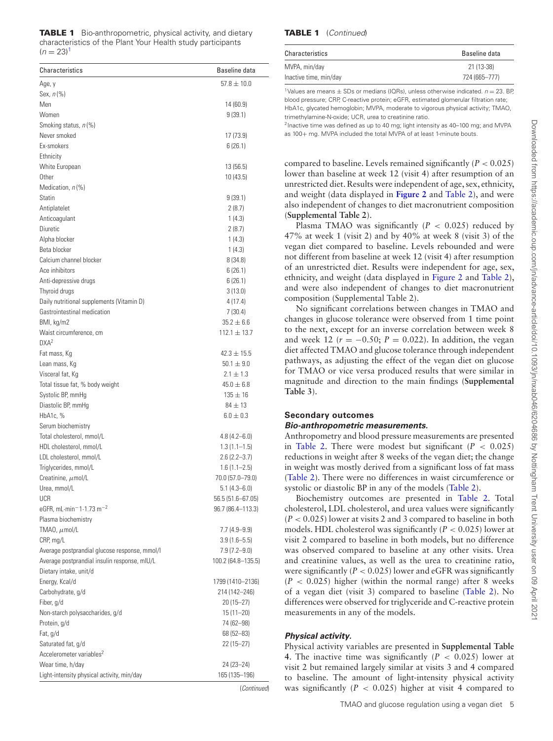**TABLE 1** Bio-anthropometric, physical activity, and dietary characteristics of the Plant Your Health study participants ($n = 23$)[1]

| Characteristics | Baseline data |
|---|---|
| Age, y | 57.8 ± 10.0 |
| Sex, n (%) | |
| Men | 14 (60.9) |
| Women | 9 (39.1) |
| Smoking status, n (%) | |
| Never smoked | 17 (73.9) |
| Ex-smokers | 6 (26.1) |
| Ethnicity | |
| White European | 13 (56.5) |
| Other | 10 (43.5) |
| Medication, n (%) | |
| Statin | 9 (39.1) |
| Antiplatelet | 2 (8.7) |
| Anticoagulant | 1 (4.3) |
| Diuretic | 2 (8.7) |
| Alpha blocker | 1 (4.3) |
| Beta blocker | 1 (4.3) |
| Calcium channel blocker | 8 (34.8) |
| Ace inhibitors | 6 (26.1) |
| Anti-depressive drugs | 6 (26.1) |
| Thyroid drugs | 3 (13.0) |
| Daily nutritional supplements (Vitamin D) | 4 (17.4) |
| Gastrointestinal medication | 7 (30.4) |
| BMI, kg/m2 | 35.2 ± 6.6 |
| Waist circumference, cm | 112.1 ± 13.7 |
| DXA[2] | |
| Fat mass, Kg | 42.3 ± 15.5 |
| Lean mass, Kg | 50.1 ± 9.0 |
| Visceral fat, Kg | 2.1 ± 1.3 |
| Total tissue fat, % body weight | 45.0 ± 6.8 |
| Systolic BP, mmHg | 135 ± 16 |
| Diastolic BP, mmHg | 84 ± 13 |
| HbA1c, % | 6.0 ± 0.3 |
| Serum biochemistry | |
| Total cholesterol, mmol/L | 4.8 (4.2–6.0) |
| HDL cholesterol, mmol/L | 1.3 (1.1–1.5) |
| LDL cholesterol, mmol/L | 2.6 (2.2–3.7) |
| Triglycerides, mmol/L | 1.6 (1.1–2.5) |
| Creatinine, μmol/L | 70.0 (57.0–79.0) |
| Urea, mmol/L | 5.1 (4.3–6.0) |
| UCR | 56.5 (51.6–67.05) |
| eGFR, $mL \cdot min^{-1} \cdot 1.73\ m^{-2}$ | 96.7 (86.4–113.3) |
| Plasma biochemistry | |
| TMAO, μmol/L | 7.7 (4.9–9.9) |
| CRP, mg/L | 3.9 (1.6–5.5) |
| Average postprandial glucose response, mmol/l | 7.9 (7.2–9.0) |
| Average postprandial insulin response, mIU/L | 100.2 (64.8–135.5) |
| Dietary intake, unit/d | |
| Energy, Kcal/d | 1799 (1410–2136) |
| Carbohydrate, g/d | 214 (142–246) |
| Fiber, g/d | 20 (15–27) |
| Non-starch polysaccharides, g/d | 15 (11–20) |
| Protein, g/d | 74 (62–98) |
| Fat, g/d | 68 (52–83) |
| Saturated fat, g/d | 22 (15–27) |
| Accelerometer variables[2] | |
| Wear time, h/day | 24 (23–24) |
| Light-intensity physical activity, min/day | 165 (135–196) |
| MVPA, min/day | 21 (13-38) |
| Inactive time, min/day | 724 (665–777) |

[1]Values are means ± SDs or medians (IQRs), unless otherwise indicated. $n = 23$. BP, blood pressure; CRP, C-reactive protein; eGFR, estimated glomerular filtration rate; HbA1c, glycated hemoglobin; MVPA, moderate to vigorous physical activity; TMAO, trimethylamine-N-oxide; UCR, urea to creatinine ratio.
[2]Inactive time was defined as up to 40 mg; light intensity as 40–100 mg; and MVPA as 100+ mg. MVPA included the total MVPA of at least 1-minute bouts.

compared to baseline. Levels remained significantly ($P < 0.025$) lower than baseline at week 12 (visit 4) after resumption of an unrestricted diet. Results were independent of age, sex, ethnicity, and weight (data displayed in **Figure 2** and Table 2), and were also independent of changes to diet macronutrient composition (**Supplemental Table 2**).

Plasma TMAO was significantly ($P < 0.025$) reduced by 47% at week 1 (visit 2) and by 40% at week 8 (visit 3) of the vegan diet compared to baseline. Levels rebounded and were not different from baseline at week 12 (visit 4) after resumption of an unrestricted diet. Results were independent for age, sex, ethnicity, and weight (data displayed in Figure 2 and Table 2), and were also independent of changes to diet macronutrient composition (Supplemental Table 2).

No significant correlations between changes in TMAO and changes in glucose tolerance were observed from 1 time point to the next, except for an inverse correlation between week 8 and week 12 ($r = -0.50$; $P = 0.022$). In addition, the vegan diet affected TMAO and glucose tolerance through independent pathways, as adjusting the effect of the vegan diet on glucose for TMAO or vice versa produced results that were similar in magnitude and direction to the main findings (**Supplemental Table 3**).

## Secondary outcomes

### *Bio-anthropometric measurements.*

Anthropometry and blood pressure measurements are presented in Table 2. There were modest but significant ($P < 0.025$) reductions in weight after 8 weeks of the vegan diet; the change in weight was mostly derived from a significant loss of fat mass (Table 2). There were no differences in waist circumference or systolic or diastolic BP in any of the models (Table 2).

Biochemistry outcomes are presented in Table 2. Total cholesterol, LDL cholesterol, and urea values were significantly ($P < 0.025$) lower at visits 2 and 3 compared to baseline in both models. HDL cholesterol was significantly ($P < 0.025$) lower at visit 2 compared to baseline in both, but no difference was observed compared to baseline at any other visits. Urea and creatinine values, as well as the urea to creatinine ratio, were significantly ($P < 0.025$) lower and eGFR was significantly ($P < 0.025$) higher (within the normal range) after 8 weeks of a vegan diet (visit 3) compared to baseline (Table 2). No differences were observed for triglyceride and C-reactive protein measurements in any of the models.

### *Physical activity.*

Physical activity variables are presented in **Supplemental Table 4**. The inactive time was significantly ($P < 0.025$) lower at visit 2 but remained largely similar at visits 3 and 4 compared to baseline. The amount of light-intensity physical activity was significantly ($P < 0.025$) higher at visit 4 compared to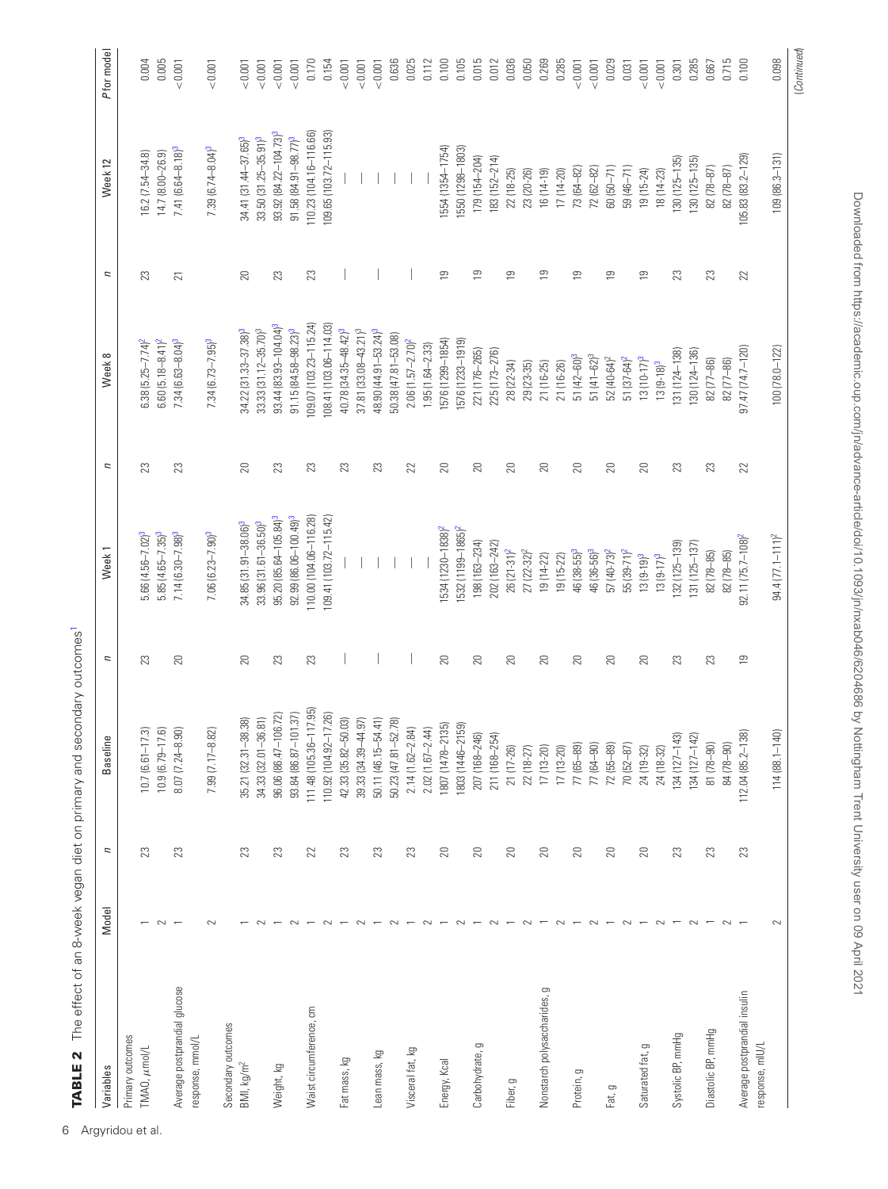**TABLE 2** The effect of an 8-week vegan diet on primary and secondary outcomes[1]

| Variables | Model | n | Baseline | n | Week 1 | n | Week 8 | n | Week 12 | P for model |
|---|---|---|---|---|---|---|---|---|---|---|
| Primary outcomes | | | | | | | | | | |
| TMAO, μmol/L | 1 | 23 | 10.7 (6.61–17.3) | 23 | 5.66 (4.56–7.02)[3] | 23 | 6.38 (5.25–7.74)[2] | 23 | 16.2 (7.54–34.8) | 0.004 |
| | 2 | | 10.9 (6.79–17.6) | | 5.85 (4.65–7.35)[3] | | 6.60 (5.18–8.41)[2] | | 14.7 (8.00–26.9) | 0.005 |
| Average postprandial glucose response, mmol/L | 1 | 23 | 8.07 (7.24–8.90) | 20 | 7.14 (6.30–7.98)[3] | 23 | 7.34 (6.63–8.04)[3] | 21 | 7.41 (6.64–8.18)[3] | <0.001 |
| | 2 | | 7.99 (7.17–8.82) | | 7.06 (6.23–7.90)[3] | | 7.34 (6.73–7.95)[3] | | 7.39 (6.74–8.04)[3] | <0.001 |
| Secondary outcomes | | | | | | | | | | |
| BMI, kg/m² | 1 | 23 | 35.21 (32.31–38.38) | 20 | 34.85 (31.91–38.06)[3] | 20 | 34.22 (31.33–37.38)[3] | 20 | 34.41 (31.44–37.65)[3] | <0.001 |
| | 2 | | 34.33 (32.01–36.81) | | 33.96 (31.61–36.50)[3] | | 33.33 (31.12–35.70)[3] | | 33.50 (31.25–35.91)[3] | <0.001 |
| Weight, kg | 1 | 23 | 96.06 (86.47–106.72) | 23 | 95.20 (85.64–105.84)[3] | 23 | 93.44 (83.93–104.04)[3] | 23 | 93.92 (84.22–104.73)[3] | <0.001 |
| | 2 | | 93.84 (86.87–101.37) | | 92.99 (86.06–100.49)[3] | | 91.15 (84.58–98.23)[3] | | 91.58 (84.91–98.77)[3] | <0.001 |
| Waist circumference, cm | 1 | 22 | 111.48 (105.36–117.95) | 23 | 110.00 (104.06–116.28) | 23 | 109.07 (103.23–115.24) | 23 | 110.23 (104.16–116.66) | 0.170 |
| | 2 | | 110.92 (104.92–117.26) | | 109.41 (103.72–115.42) | | 108.41 (103.06–114.03) | | 109.65 (103.72–115.93) | 0.154 |
| Fat mass, kg | 1 | 23 | 42.33 (35.82–50.03) | — | — | 23 | 40.78 (34.35–48.42)[3] | — | — | <0.001 |
| | 2 | | 39.33 (34.39–44.97) | | — | | 37.81 (33.08–43.21)[3] | | — | <0.001 |
| Lean mass, kg | 1 | 23 | 50.11 (46.15–54.41) | — | — | 23 | 48.90 (44.91–53.24)[3] | — | — | <0.001 |
| | 2 | | 50.23 (47.81–52.78) | | — | | 50.38 (47.81–53.08) | | — | 0.636 |
| Visceral fat, kg | 1 | 23 | 2.14 (1.62–2.84) | — | — | 22 | 2.06 (1.57–2.70)[2] | — | — | 0.025 |
| | 2 | | 2.02 (1.67–2.44) | | — | | 1.95 (1.64–2.33) | | — | 0.112 |
| Energy, Kcal | 1 | 20 | 1807 (1478–2135) | 20 | 1534 (1230–1838)[2] | 20 | 1576 (1299–1854) | 19 | 1554 (1354–1754) | 0.100 |
| | 2 | | 1803 (1446–2159) | | 1532 (1199–1865)[2] | | 1576 (1233–1919) | | 1550 (1298–1803) | 0.105 |
| Carbohydrate, g | 1 | 20 | 207 (168–246) | 20 | 198 (163–234) | 20 | 221 (176–265) | 19 | 179 (154–204) | 0.015 |
| | 2 | | 211 (168–254) | | 202 (163–242) | | 225 (173–276) | | 183 (152–214) | 0.012 |
| Fiber, g | 1 | 20 | 21 (17-26) | 20 | 26 (21-31)[2] | 20 | 28 (22-34) | 19 | 22 (18-25) | 0.036 |
| | 2 | | 22 (18-27) | | 27 (22-32)[2] | | 29 (23-35) | | 23 (20-26) | 0.050 |
| Nonstarch polysaccharides, g | 1 | 20 | 17 (13-20) | 20 | 19 (14-22) | 20 | 21 (16-25) | 19 | 16 (14-19) | 0.269 |
| | 2 | | 17 (13-20) | | 19 (15-22) | | 21 (16-26) | | 17 (14-20) | 0.285 |
| Protein, g | 1 | 20 | 77 (65–89) | 20 | 46 (38-55)[3] | 20 | 51 (42–60)[3] | 19 | 73 (64–82) | <0.001 |
| | 2 | | 77 (64–90) | | 46 (36-56)[3] | | 51 (41–62)[3] | | 72 (62–82) | <0.001 |
| Fat, g | 1 | 20 | 72 (55–89) | 20 | 57 (40-73)[2] | 20 | 52 (40-64)[2] | 19 | 60 (50–71) | 0.029 |
| | 2 | | 70 (52–87) | | 55 (39-71)[2] | | 51 (37-64)[2] | | 59 (46–71) | 0.031 |
| Saturated fat, g | 1 | 20 | 24 (19-32) | 20 | 13 (9-19)[3] | 20 | 13 (10-17)[3] | 19 | 19 (15-24) | <0.001 |
| | 2 | | 24 (18-32) | | 13 (9-17)[3] | | 13 (9-18)[3] | | 18 (14-23) | <0.001 |
| Systolic BP, mmHg | 1 | 23 | 134 (127–143) | 23 | 132 (125–139) | 23 | 131 (124–138) | 23 | 130 (125–135) | 0.301 |
| | 2 | | 134 (127–142) | | 131 (125–137) | | 130 (124–136) | | 130 (125–135) | 0.285 |
| Diastolic BP, mmHg | 1 | 23 | 81 (78–90) | 23 | 82 (78–85) | 23 | 82 (77–86) | 23 | 82 (78–87) | 0.667 |
| | 2 | | 84 (78–90) | | 82 (78–85) | | 82 (77–86) | | 82 (78–87) | 0.715 |
| Average postprandial insulin response, mIU/L | 1 | 23 | 112.04 (85.2–138) | 19 | 92.11 (75.7–108)[2] | 22 | 97.47 (74.7–120) | 22 | 105.83 (83.2–129) | 0.100 |
| | 2 | | 114 (88.1–140) | | 94.4 (77.1–111)[2] | | 100 (78.0–122) | | 109 (86.3–131) | 0.098 |

(Continued)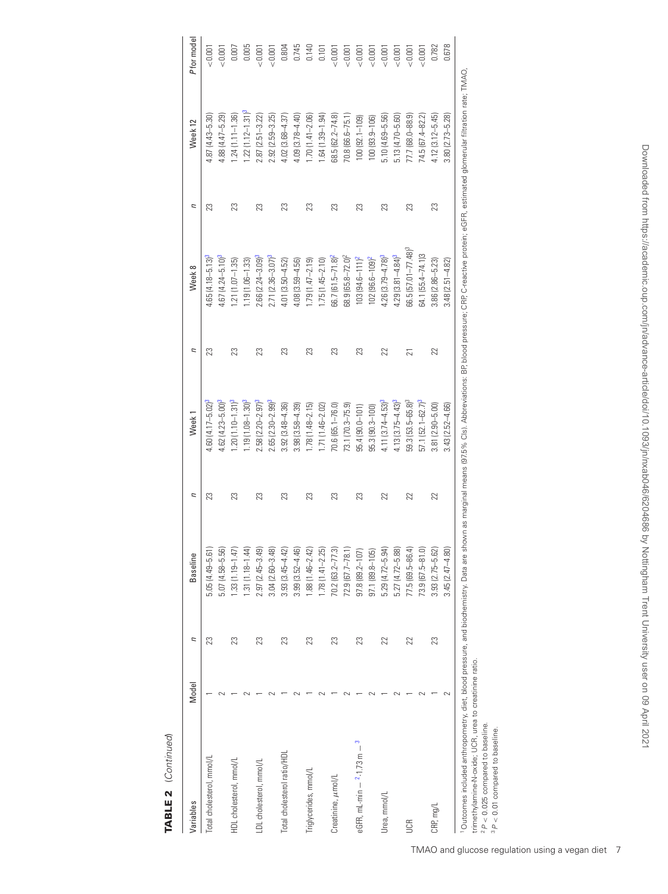**TABLE 2** (Continued)

| Variables | Model | n | Baseline | n | Week 1 | n | Week 8 | n | Week 12 | P for model |
|---|---|---|---|---|---|---|---|---|---|---|
| Total cholesterol, mmol/L | 1 | 23 | 5.05 (4.49–5.61) | 23 | 4.60 (4.17–5.02)[3] | 23 | 4.65 (4.18–5.13)[3] | 23 | 4.87 (4.43–5.30) | <0.001 |
| | 2 | | 5.07 (4.58–5.56) | | 4.62 (4.23–5.00)[3] | | 4.67 (4.24–5.10)[3] | | 4.88 (4.47–5.29) | <0.001 |
| HDL cholesterol, mmol/L | 1 | 23 | 1.33 (1.19–1.47) | 23 | 1.20 (1.10–1.31)[3] | 23 | 1.21 (1.07–1.35) | 23 | 1.24 (1.11–1.36) | 0.007 |
| | 2 | | 1.31 (1.18–1.44) | | 1.19 (1.08–1.30)[3] | | 1.19 (1.06–1.33) | | 1.22 (1.12–1.31)[3] | 0.005 |
| LDL cholesterol, mmol/L | 1 | 23 | 2.97 (2.45–3.49) | 23 | 2.58 (2.20–2.97)[3] | 23 | 2.66 (2.24–3.09)[3] | 23 | 2.87 (2.51–3.22) | <0.001 |
| | 2 | | 3.04 (2.60–3.48) | | 2.65 (2.30–2.99)[3] | | 2.71 (2.36–3.07)[3] | | 2.92 (2.59–3.25) | <0.001 |
| Total cholesterol ratio/HDL | 1 | 23 | 3.93 (3.45–4.42) | 23 | 3.92 (3.48–4.36) | 23 | 4.01 (3.50–4.52) | 23 | 4.02 (3.68–4.37) | 0.804 |
| | 2 | | 3.99 (3.52–4.46) | | 3.98 (3.58–4.39) | | 4.08 (3.59–4.56) | | 4.09 (3.78–4.40) | 0.745 |
| Triglycerides, mmol/L | 1 | 23 | 1.88 (1.46–2.42) | 23 | 1.78 (1.48–2.15) | 23 | 1.79 (1.47–2.19) | 23 | 1.70 (1.41–2.06) | 0.140 |
| | 2 | | 1.78 (1.41–2.25) | | 1.71 (1.46–2.02) | | 1.75 (1.45–2.10) | | 1.64 (1.39–1.94) | 0.101 |
| Creatinine, μmol/L | 1 | 23 | 70.2 (63.2–77.3) | 23 | 70.6 (65.1–76.0) | 23 | 66.7 (61.5–71.8)[2] | 23 | 68.5 (62.2–74.8) | <0.001 |
| | 2 | | 72.9 (67.7–78.1) | | 73.1 (70.3–75.9) | | 68.9 (65.8–72.0)[2] | | 70.8 (66.6–75.1) | <0.001 |
| eGFR, mL·min$^{-2}$·1.73 m$^{-3}$ | 1 | 23 | 97.8 (89.2–107) | 23 | 95.4 (90.0–101) | 23 | 103 (94.6–111)[2] | 23 | 100 (92.1–109) | <0.001 |
| | 2 | | 97.1 (89.8–105) | | 95.3 (90.3–100) | | 102 (96.6–109)[2] | | 100 (93.9–106) | <0.001 |
| Urea, mmol/L | 1 | 22 | 5.29 (4.72–5.94) | 22 | 4.11 (3.74–4.53)[3] | 22 | 4.26 (3.79–4.78)[3] | 23 | 5.10 (4.69–5.56) | <0.001 |
| | 2 | | 5.27 (4.72–5.88) | | 4.13 (3.75–4.43)[3] | | 4.29 (3.81–4.84)[3] | | 5.13 (4.70–5.60) | <0.001 |
| UCR | 1 | 22 | 77.5 (69.5–86.4) | 22 | 59.3 (53.5–65.8)[3] | 21 | 66.5 (57.01–77.48)[3] | 23 | 77.7 (68.0–88.9) | <0.001 |
| | 2 | | 73.9 (67.5–81.0) | | 57.1 (52.1–62.7)[3] | | 64.1 (55.4–74.1)3 | | 74.5 (67.4–82.2) | <0.001 |
| CRP, mg/L | 1 | 23 | 3.93 (2.75–5.62) | 22 | 3.81 (2.90–5.00) | 22 | 3.86 (2.86–5.23) | 23 | 4.12 (3.12–5.45) | 0.782 |
| | 2 | | 3.45 (2.47–4.80) | | 3.43 (2.52–4.66) | | 3.48 (2.51–4.82) | | 3.80 (2.73–5.28) | 0.678 |

[1] Outcomes included anthropometry, diet, blood pressure, and biochemistry. Data are shown as marginal means (97.5% CIs). Abbreviations: BP, blood pressure; CRP, C-reactive protein; eGFR, estimated glomerular filtration rate; TMAO, trimethylamine-N-oxide; UCR, urea to creatinine ratio.
[2] $P < 0.025$ compared to baseline.
[3] $P < 0.01$ compared to baseline.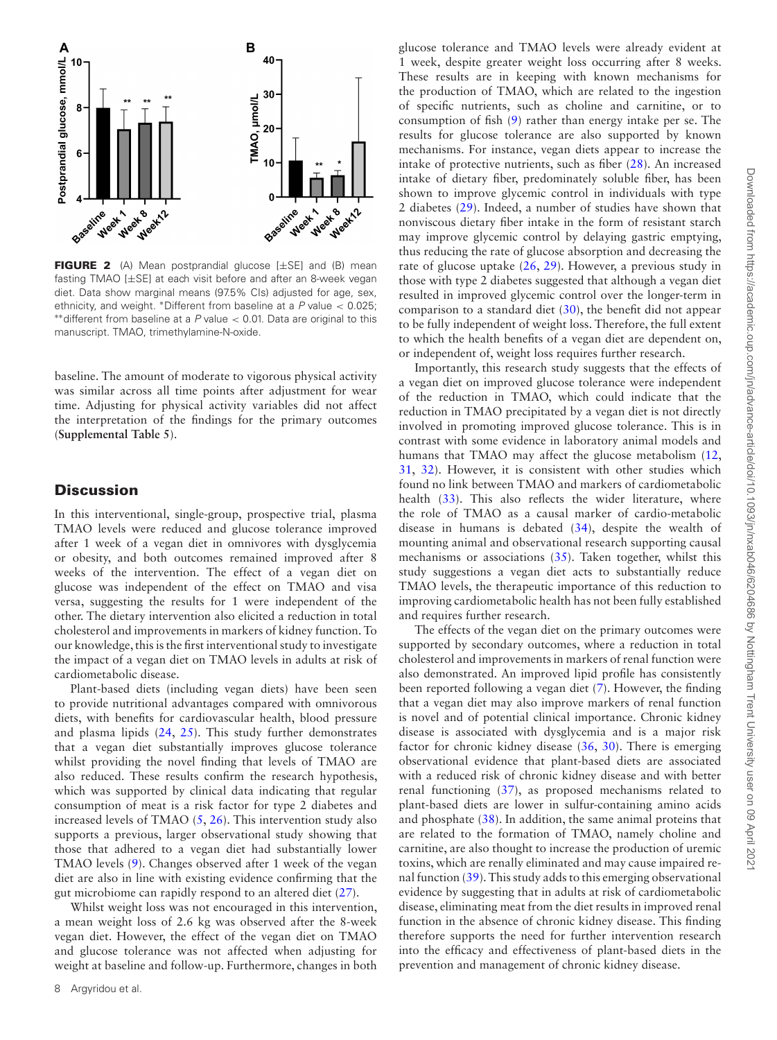**FIGURE 2** (A) Mean postprandial glucose [±SE] and (B) mean fasting TMAO [±SE] at each visit before and after an 8-week vegan diet. Data show marginal means (97.5% CIs) adjusted for age, sex, ethnicity, and weight. *Different from baseline at a $P$ value < 0.025; **different from baseline at a $P$ value < 0.01. Data are original to this manuscript. TMAO, trimethylamine-N-oxide.

baseline. The amount of moderate to vigorous physical activity was similar across all time points after adjustment for wear time. Adjusting for physical activity variables did not affect the interpretation of the findings for the primary outcomes (**Supplemental Table 5**).

## Discussion

In this interventional, single-group, prospective trial, plasma TMAO levels were reduced and glucose tolerance improved after 1 week of a vegan diet in omnivores with dysglycemia or obesity, and both outcomes remained improved after 8 weeks of the intervention. The effect of a vegan diet on glucose was independent of the effect on TMAO and vice versa, suggesting the results for 1 were independent of the other. The dietary intervention also elicited a reduction in total cholesterol and improvements in markers of kidney function. To our knowledge, this is the first interventional study to investigate the impact of a vegan diet on TMAO levels in adults at risk of cardiometabolic disease.

Plant-based diets (including vegan diets) have been seen to provide nutritional advantages compared with omnivorous diets, with benefits for cardiovascular health, blood pressure and plasma lipids (24, 25). This study further demonstrates that a vegan diet substantially improves glucose tolerance whilst providing the novel finding that levels of TMAO are also reduced. These results confirm the research hypothesis, which was supported by clinical data indicating that regular consumption of meat is a risk factor for type 2 diabetes and increased levels of TMAO (5, 26). This intervention study also supports a previous, larger observational study showing that those that adhered to a vegan diet had substantially lower TMAO levels (9). Changes observed after 1 week of the vegan diet are also in line with existing evidence confirming that the gut microbiome can rapidly respond to an altered diet (27).

Whilst weight loss was not encouraged in this intervention, a mean weight loss of 2.6 kg was observed after the 8-week vegan diet. However, the effect of the vegan diet on TMAO and glucose tolerance was not affected when adjusting for weight at baseline and follow-up. Furthermore, changes in both glucose tolerance and TMAO levels were already evident at 1 week, despite greater weight loss occurring after 8 weeks. These results are in keeping with known mechanisms for the production of TMAO, which are related to the ingestion of specific nutrients, such as choline and carnitine, or to consumption of fish (9) rather than energy intake per se. The results for glucose tolerance are also supported by known mechanisms. For instance, vegan diets appear to increase the intake of protective nutrients, such as fiber (28). An increased intake of dietary fiber, predominately soluble fiber, has been shown to improve glycemic control in individuals with type 2 diabetes (29). Indeed, a number of studies have shown that nonviscous dietary fiber intake in the form of resistant starch may improve glycemic control by delaying gastric emptying, thus reducing the rate of glucose absorption and decreasing the rate of glucose uptake (26, 29). However, a previous study in those with type 2 diabetes suggested that although a vegan diet resulted in improved glycemic control over the longer-term in comparison to a standard diet (30), the benefit did not appear to be fully independent of weight loss. Therefore, the full extent to which the health benefits of a vegan diet are dependent on, or independent of, weight loss requires further research.

Importantly, this research study suggests that the effects of a vegan diet on improved glucose tolerance were independent of the reduction in TMAO, which could indicate that the reduction in TMAO precipitated by a vegan diet is not directly involved in promoting improved glucose tolerance. This is in contrast with some evidence in laboratory animal models and humans that TMAO may affect the glucose metabolism (12, 31, 32). However, it is consistent with other studies which found no link between TMAO and markers of cardiometabolic health (33). This also reflects the wider literature, where the role of TMAO as a causal marker of cardio-metabolic disease in humans is debated (34), despite the wealth of mounting animal and observational research supporting causal mechanisms or associations (35). Taken together, whilst this study suggestions a vegan diet acts to substantially reduce TMAO levels, the therapeutic importance of this reduction to improving cardiometabolic health has not been fully established and requires further research.

The effects of the vegan diet on the primary outcomes were supported by secondary outcomes, where a reduction in total cholesterol and improvements in markers of renal function were also demonstrated. An improved lipid profile has consistently been reported following a vegan diet (7). However, the finding that a vegan diet may also improve markers of renal function is novel and of potential clinical importance. Chronic kidney disease is associated with dysglycemia and is a major risk factor for chronic kidney disease (36, 30). There is emerging observational evidence that plant-based diets are associated with a reduced risk of chronic kidney disease and with better renal functioning (37), as proposed mechanisms related to plant-based diets are lower in sulfur-containing amino acids and phosphate (38). In addition, the same animal proteins that are related to the formation of TMAO, namely choline and carnitine, are also thought to increase the production of uremic toxins, which are renally eliminated and may cause impaired renal function (39). This study adds to this emerging observational evidence by suggesting that in adults at risk of cardiometabolic disease, eliminating meat from the diet results in improved renal function in the absence of chronic kidney disease. This finding therefore supports the need for further intervention research into the efficacy and effectiveness of plant-based diets in the prevention and management of chronic kidney disease.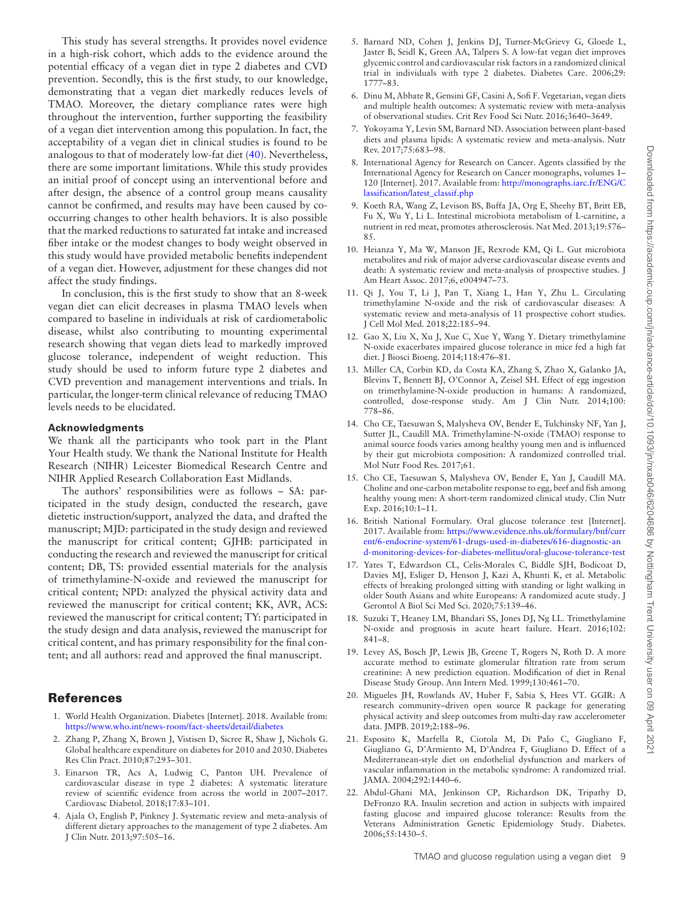This study has several strengths. It provides novel evidence in a high-risk cohort, which adds to the evidence around the potential efficacy of a vegan diet in type 2 diabetes and CVD prevention. Secondly, this is the first study, to our knowledge, demonstrating that a vegan diet markedly reduces levels of TMAO. Moreover, the dietary compliance rates were high throughout the intervention, further supporting the feasibility of a vegan diet intervention among this population. In fact, the acceptability of a vegan diet in clinical studies is found to be analogous to that of moderately low-fat diet (40). Nevertheless, there are some important limitations. While this study provides an initial proof of concept using an interventional before and after design, the absence of a control group means causality cannot be confirmed, and results may have been caused by co-occurring changes to other health behaviors. It is also possible that the marked reductions to saturated fat intake and increased fiber intake or the modest changes to body weight observed in this study would have provided metabolic benefits independent of a vegan diet. However, adjustment for these changes did not affect the study findings.

In conclusion, this is the first study to show that an 8-week vegan diet can elicit decreases in plasma TMAO levels when compared to baseline in individuals at risk of cardiometabolic disease, whilst also contributing to mounting experimental research showing that vegan diets lead to markedly improved glucose tolerance, independent of weight reduction. This study should be used to inform future type 2 diabetes and CVD prevention and management interventions and trials. In particular, the longer-term clinical relevance of reducing TMAO levels needs to be elucidated.

#### Acknowledgments

We thank all the participants who took part in the Plant Your Health study. We thank the National Institute for Health Research (NIHR) Leicester Biomedical Research Centre and NIHR Applied Research Collaboration East Midlands.

The authors' responsibilities were as follows – SA: participated in the study design, conducted the research, gave dietetic instruction/support, analyzed the data, and drafted the manuscript; MJD: participated in the study design and reviewed the manuscript for critical content; GJHB: participated in conducting the research and reviewed the manuscript for critical content; DB, TS: provided essential materials for the analysis of trimethylamine-N-oxide and reviewed the manuscript for critical content; NPD: analyzed the physical activity data and reviewed the manuscript for critical content; KK, AVR, ACS: reviewed the manuscript for critical content; TY: participated in the study design and data analysis, reviewed the manuscript for critical content, and has primary responsibility for the final content; and all authors: read and approved the final manuscript.

## References

1. World Health Organization. Diabetes [Internet]. 2018. Available from: https://www.who.int/news-room/fact-sheets/detail/diabetes
2. Zhang P, Zhang X, Brown J, Vistisen D, Sicree R, Shaw J, Nichols G. Global healthcare expenditure on diabetes for 2010 and 2030. Diabetes Res Clin Pract. 2010;87:293–301.
3. Einarson TR, Acs A, Ludwig C, Panton UH. Prevalence of cardiovascular disease in type 2 diabetes: A systematic literature review of scientific evidence from across the world in 2007–2017. Cardiovasc Diabetol. 2018;17:83–101.
4. Ajala O, English P, Pinkney J. Systematic review and meta-analysis of different dietary approaches to the management of type 2 diabetes. Am J Clin Nutr. 2013;97:505–16.
5. Barnard ND, Cohen J, Jenkins DJ, Turner-McGrievy G, Gloede L, Jaster B, Seidl K, Green AA, Talpers S. A low-fat vegan diet improves glycemic control and cardiovascular risk factors in a randomized clinical trial in individuals with type 2 diabetes. Diabetes Care. 2006;29: 1777–83.
6. Dinu M, Abbate R, Gensini GF, Casini A, Sofi F. Vegetarian, vegan diets and multiple health outcomes: A systematic review with meta-analysis of observational studies. Crit Rev Food Sci Nutr. 2016;3640–3649.
7. Yokoyama Y, Levin SM, Barnard ND. Association between plant-based diets and plasma lipids: A systematic review and meta-analysis. Nutr Rev. 2017;75:683–98.
8. International Agency for Research on Cancer. Agents classified by the International Agency for Research on Cancer monographs, volumes 1–120 [Internet]. 2017. Available from: http://monographs.iarc.fr/ENG/Classification/latest_classif.php
9. Koeth RA, Wang Z, Levison BS, Buffa JA, Org E, Sheehy BT, Britt EB, Fu X, Wu Y, Li L. Intestinal microbiota metabolism of L-carnitine, a nutrient in red meat, promotes atherosclerosis. Nat Med. 2013;19:576–85.
10. Heianza Y, Ma W, Manson JE, Rexrode KM, Qi L. Gut microbiota metabolites and risk of major adverse cardiovascular disease events and death: A systematic review and meta-analysis of prospective studies. J Am Heart Assoc. 2017;6, e004947–73.
11. Qi J, You T, Li J, Pan T, Xiang L, Han Y, Zhu L. Circulating trimethylamine N-oxide and the risk of cardiovascular diseases: A systematic review and meta-analysis of 11 prospective cohort studies. J Cell Mol Med. 2018;22:185–94.
12. Gao X, Liu X, Xu J, Xue C, Xue Y, Wang Y. Dietary trimethylamine N-oxide exacerbates impaired glucose tolerance in mice fed a high fat diet. J Biosci Bioeng. 2014;118:476–81.
13. Miller CA, Corbin KD, da Costa KA, Zhang S, Zhao X, Galanko JA, Blevins T, Bennett BJ, O'Connor A, Zeisel SH. Effect of egg ingestion on trimethylamine-N-oxide production in humans: A randomized, controlled, dose-response study. Am J Clin Nutr. 2014;100: 778–86.
14. Cho CE, Taesuwan S, Malysheva OV, Bender E, Tulchinsky NF, Yan J, Sutter JL, Caudill MA. Trimethylamine-N-oxide (TMAO) response to animal source foods varies among healthy young men and is influenced by their gut microbiota composition: A randomized controlled trial. Mol Nutr Food Res. 2017;61.
15. Cho CE, Taesuwan S, Malysheva OV, Bender E, Yan J, Caudill MA. Choline and one-carbon metabolite response to egg, beef and fish among healthy young men: A short-term randomized clinical study. Clin Nutr Exp. 2016;10:1–11.
16. British National Formulary. Oral glucose tolerance test [Internet]. 2017. Available from: https://www.evidence.nhs.uk/formulary/bnf/current/6-endocrine-system/61-drugs-used-in-diabetes/616-diagnostic-and-monitoring-devices-for-diabetes-mellitus/oral-glucose-tolerance-test
17. Yates T, Edwardson CL, Celis-Morales C, Biddle SJH, Bodicoat D, Davies MJ, Esliger D, Henson J, Kazi A, Khunti K, et al. Metabolic effects of breaking prolonged sitting with standing or light walking in older South Asians and white Europeans: A randomized acute study. J Gerontol A Biol Sci Med Sci. 2020;75:139–46.
18. Suzuki T, Heaney LM, Bhandari SS, Jones DJ, Ng LL. Trimethylamine N-oxide and prognosis in acute heart failure. Heart. 2016;102: 841–8.
19. Levey AS, Bosch JP, Lewis JB, Greene T, Rogers N, Roth D. A more accurate method to estimate glomerular filtration rate from serum creatinine: A new prediction equation. Modification of diet in Renal Disease Study Group. Ann Intern Med. 1999;130:461–70.
20. Migueles JH, Rowlands AV, Huber F, Sabia S, Hees VT. GGIR: A research community–driven open source R package for generating physical activity and sleep outcomes from multi-day raw accelerometer data. JMPB. 2019;2:188–96.
21. Esposito K, Marfella R, Ciotola M, Di Palo C, Giugliano F, Giugliano G, D'Armiento M, D'Andrea F, Giugliano D. Effect of a Mediterranean-style diet on endothelial dysfunction and markers of vascular inflammation in the metabolic syndrome: A randomized trial. JAMA. 2004;292:1440–6.
22. Abdul-Ghani MA, Jenkinson CP, Richardson DK, Tripathy D, DeFronzo RA. Insulin secretion and action in subjects with impaired fasting glucose and impaired glucose tolerance: Results from the Veterans Administration Genetic Epidemiology Study. Diabetes. 2006;55:1430–5.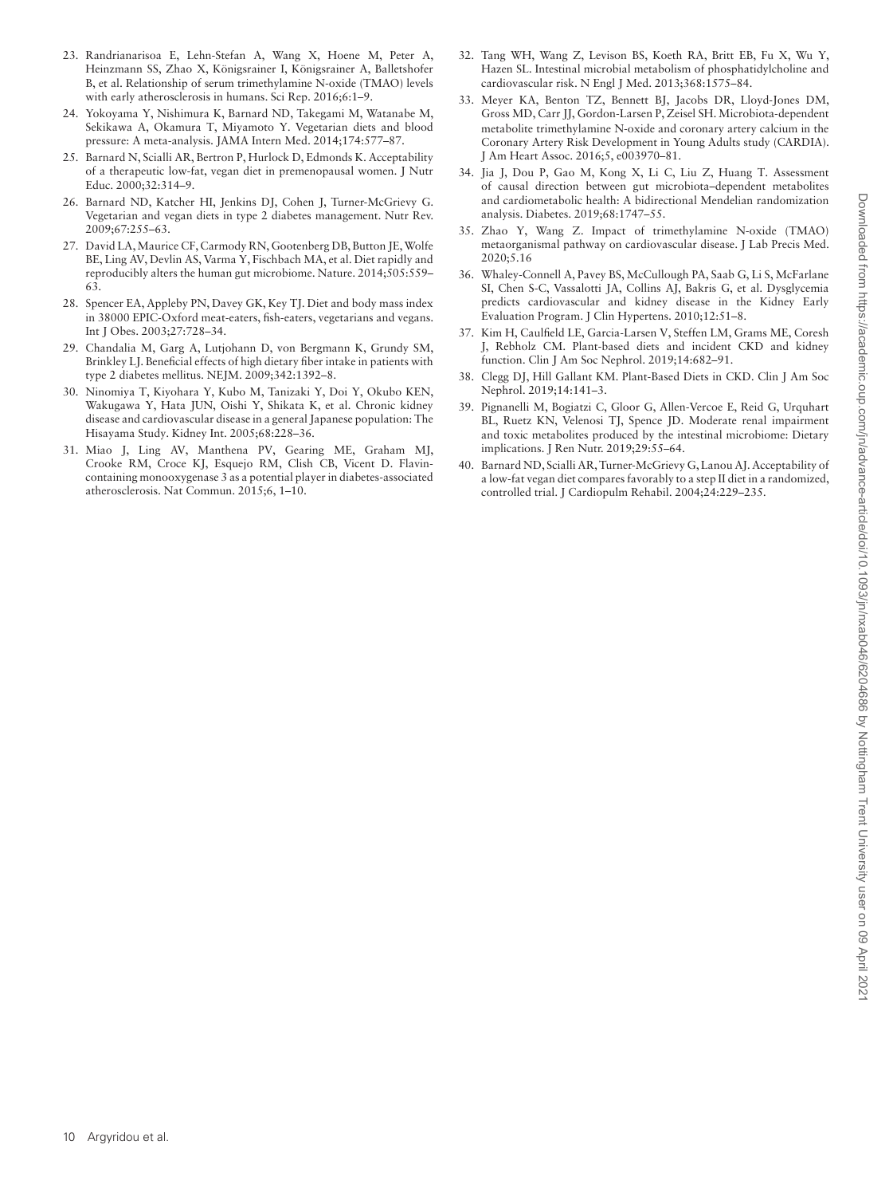23. Randrianarisoa E, Lehn-Stefan A, Wang X, Hoene M, Peter A, Heinzmann SS, Zhao X, Königsrainer I, Königsrainer A, Balletshofer B, et al. Relationship of serum trimethylamine N-oxide (TMAO) levels with early atherosclerosis in humans. Sci Rep. 2016;6:1–9.
24. Yokoyama Y, Nishimura K, Barnard ND, Takegami M, Watanabe M, Sekikawa A, Okamura T, Miyamoto Y. Vegetarian diets and blood pressure: A meta-analysis. JAMA Intern Med. 2014;174:577–87.
25. Barnard N, Scialli AR, Bertron P, Hurlock D, Edmonds K. Acceptability of a therapeutic low-fat, vegan diet in premenopausal women. J Nutr Educ. 2000;32:314–9.
26. Barnard ND, Katcher HI, Jenkins DJ, Cohen J, Turner-McGrievy G. Vegetarian and vegan diets in type 2 diabetes management. Nutr Rev. 2009;67:255–63.
27. David LA, Maurice CF, Carmody RN, Gootenberg DB, Button JE, Wolfe BE, Ling AV, Devlin AS, Varma Y, Fischbach MA, et al. Diet rapidly and reproducibly alters the human gut microbiome. Nature. 2014;505:559–63.
28. Spencer EA, Appleby PN, Davey GK, Key TJ. Diet and body mass index in 38000 EPIC-Oxford meat-eaters, fish-eaters, vegetarians and vegans. Int J Obes. 2003;27:728–34.
29. Chandalia M, Garg A, Lutjohann D, von Bergmann K, Grundy SM, Brinkley LJ. Beneficial effects of high dietary fiber intake in patients with type 2 diabetes mellitus. NEJM. 2009;342:1392–8.
30. Ninomiya T, Kiyohara Y, Kubo M, Tanizaki Y, Doi Y, Okubo KEN, Wakugawa Y, Hata JUN, Oishi Y, Shikata K, et al. Chronic kidney disease and cardiovascular disease in a general Japanese population: The Hisayama Study. Kidney Int. 2005;68:228–36.
31. Miao J, Ling AV, Manthena PV, Gearing ME, Graham MJ, Crooke RM, Croce KJ, Esquejo RM, Clish CB, Vicent D. Flavin-containing monooxygenase 3 as a potential player in diabetes-associated atherosclerosis. Nat Commun. 2015;6, 1–10.
32. Tang WH, Wang Z, Levison BS, Koeth RA, Britt EB, Fu X, Wu Y, Hazen SL. Intestinal microbial metabolism of phosphatidylcholine and cardiovascular risk. N Engl J Med. 2013;368:1575–84.
33. Meyer KA, Benton TZ, Bennett BJ, Jacobs DR, Lloyd-Jones DM, Gross MD, Carr JJ, Gordon-Larsen P, Zeisel SH. Microbiota-dependent metabolite trimethylamine N-oxide and coronary artery calcium in the Coronary Artery Risk Development in Young Adults study (CARDIA). J Am Heart Assoc. 2016;5, e003970–81.
34. Jia J, Dou P, Gao M, Kong X, Li C, Liu Z, Huang T. Assessment of causal direction between gut microbiota–dependent metabolites and cardiometabolic health: A bidirectional Mendelian randomization analysis. Diabetes. 2019;68:1747–55.
35. Zhao Y, Wang Z. Impact of trimethylamine N-oxide (TMAO) metaorganismal pathway on cardiovascular disease. J Lab Precis Med. 2020;5.16
36. Whaley-Connell A, Pavey BS, McCullough PA, Saab G, Li S, McFarlane SI, Chen S-C, Vassalotti JA, Collins AJ, Bakris G, et al. Dysglycemia predicts cardiovascular and kidney disease in the Kidney Early Evaluation Program. J Clin Hypertens. 2010;12:51–8.
37. Kim H, Caulfield LE, Garcia-Larsen V, Steffen LM, Grams ME, Coresh J, Rebholz CM. Plant-based diets and incident CKD and kidney function. Clin J Am Soc Nephrol. 2019;14:682–91.
38. Clegg DJ, Hill Gallant KM. Plant-Based Diets in CKD. Clin J Am Soc Nephrol. 2019;14:141–3.
39. Pignanelli M, Bogiatzi C, Gloor G, Allen-Vercoe E, Reid G, Urquhart BL, Ruetz KN, Velenosi TJ, Spence JD. Moderate renal impairment and toxic metabolites produced by the intestinal microbiome: Dietary implications. J Ren Nutr. 2019;29:55–64.
40. Barnard ND, Scialli AR, Turner-McGrievy G, Lanou AJ. Acceptability of a low-fat vegan diet compares favorably to a step II diet in a randomized, controlled trial. J Cardiopulm Rehabil. 2004;24:229–235.